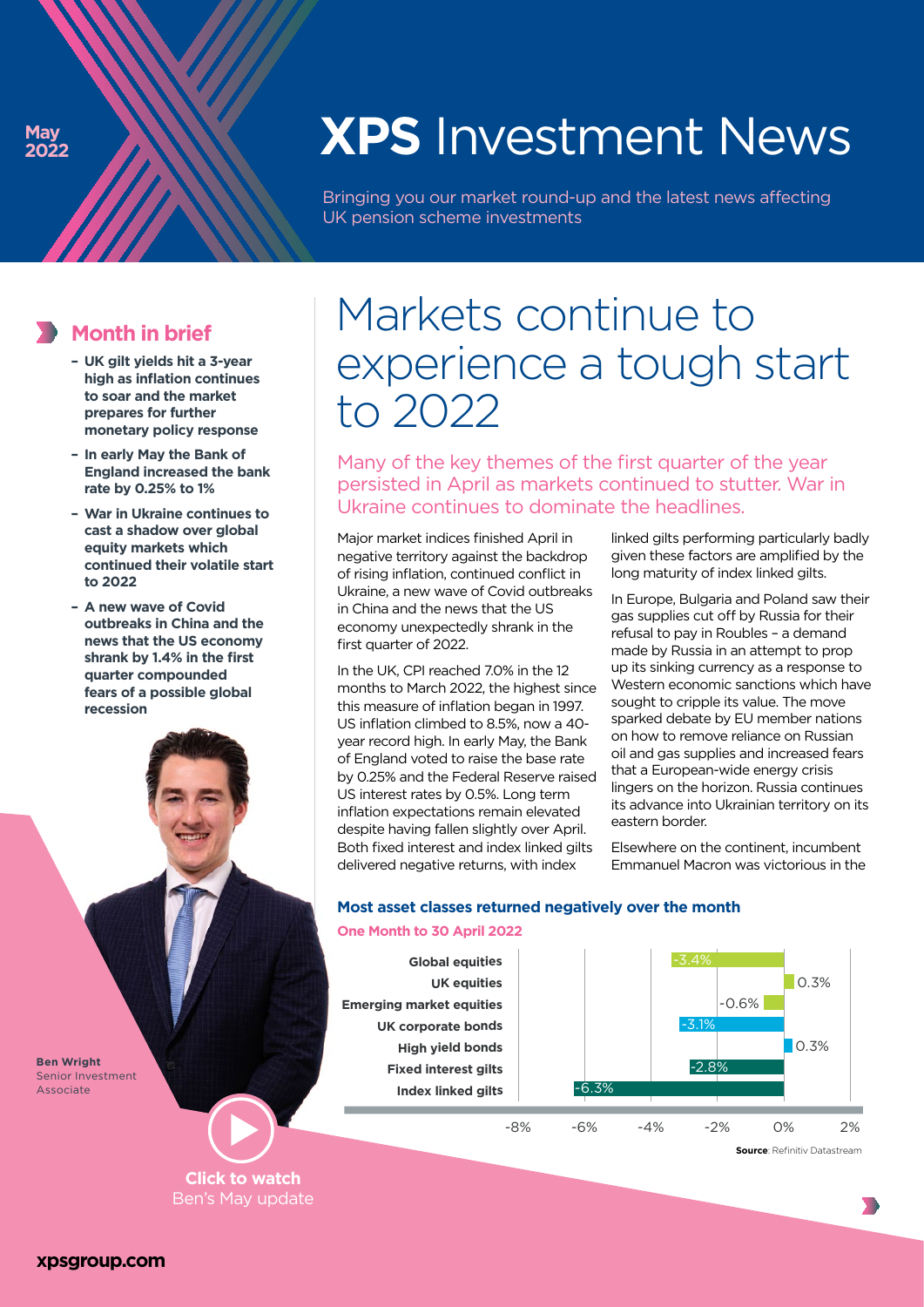May 2022

# XPS Investment News

Bringing you our market round-up and the latest news affecting UK pension scheme investments

## Month in brief

- **UK gilt yields hit a 3-year high as inflation continues to soar and the market prepares for further monetary policy response**
- **In early May the Bank of England increased the bank rate by 0.25% to 1%**
- **War in Ukraine continues to cast a shadow over global equity markets which continued their volatile start to 2022**
- **A new wave of Covid outbreaks in China and the news that the US economy shrank by 1.4% in the first quarter compounded fears of a possible global recession**

**Ben Wright**
Senior Investment Associate

**Click to watch**
Ben's May update

# Markets continue to experience a tough start to 2022

Many of the key themes of the first quarter of the year persisted in April as markets continued to stutter. War in Ukraine continues to dominate the headlines.

Major market indices finished April in negative territory against the backdrop of rising inflation, continued conflict in Ukraine, a new wave of Covid outbreaks in China and the news that the US economy unexpectedly shrank in the first quarter of 2022.

In the UK, CPI reached 7.0% in the 12 months to March 2022, the highest since this measure of inflation began in 1997. US inflation climbed to 8.5%, now a 40-year record high. In early May, the Bank of England voted to raise the base rate by 0.25% and the Federal Reserve raised US interest rates by 0.5%. Long term inflation expectations remain elevated despite having fallen slightly over April. Both fixed interest and index linked gilts delivered negative returns, with index linked gilts performing particularly badly given these factors are amplified by the long maturity of index linked gilts.

In Europe, Bulgaria and Poland saw their gas supplies cut off by Russia for their refusal to pay in Roubles – a demand made by Russia in an attempt to prop up its sinking currency as a response to Western economic sanctions which have sought to cripple its value. The move sparked debate by EU member nations on how to remove reliance on Russian oil and gas supplies and increased fears that a European-wide energy crisis lingers on the horizon. Russia continues its advance into Ukrainian territory on its eastern border.

Elsewhere on the continent, incumbent Emmanuel Macron was victorious in the

### Most asset classes returned negatively over the month

**One Month to 30 April 2022**

| Asset class | Return |
|---|---|
| Global equities | -3.4% |
| UK equities | 0.3% |
| Emerging market equities | -0.6% |
| UK corporate bonds | -3.1% |
| High yield bonds | 0.3% |
| Fixed interest gilts | -2.8% |
| Index linked gilts | -6.3% |

**Source**: Refinitiv Datastream

xpsgroup.com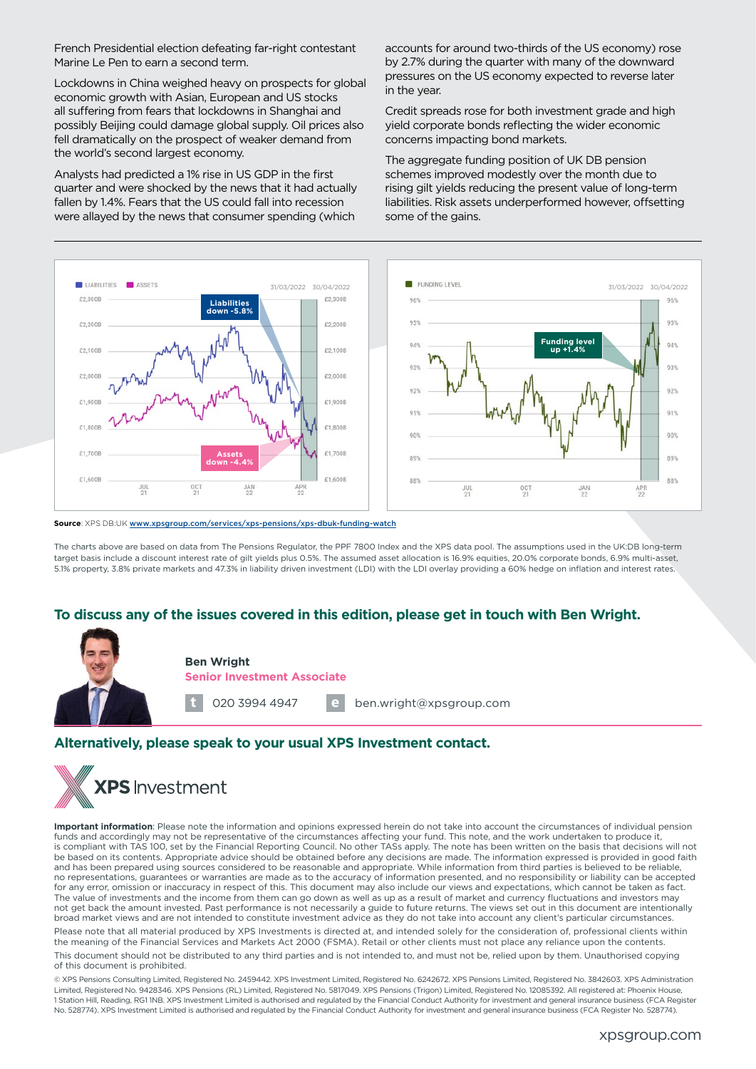French Presidential election defeating far-right contestant Marine Le Pen to earn a second term.

Lockdowns in China weighed heavy on prospects for global economic growth with Asian, European and US stocks all suffering from fears that lockdowns in Shanghai and possibly Beijing could damage global supply. Oil prices also fell dramatically on the prospect of weaker demand from the world's second largest economy.

Analysts had predicted a 1% rise in US GDP in the first quarter and were shocked by the news that it had actually fallen by 1.4%. Fears that the US could fall into recession were allayed by the news that consumer spending (which accounts for around two-thirds of the US economy) rose by 2.7% during the quarter with many of the downward pressures on the US economy expected to reverse later in the year.

Credit spreads rose for both investment grade and high yield corporate bonds reflecting the wider economic concerns impacting bond markets.

The aggregate funding position of UK DB pension schemes improved modestly over the month due to rising gilt yields reducing the present value of long-term liabilities. Risk assets underperformed however, offsetting some of the gains.

LIABILITIES ASSETS

31/03/2022 30/04/2022

£2,300B
£2,200B
£2,100B
£2,000B
£1,900B
£1,800B
£1,700B
£1,600B

Liabilities down -5.8%

Assets down -4.4%

JUL 21 OCT 21 JAN 22 APR 22

FUNDING LEVEL

31/03/2022 30/04/2022

96%
95%
94%
93%
92%
91%
90%
89%
88%

Funding level up +1.4%

JUL 21 OCT 21 JAN 22 APR 22

**Source**: XPS DB:UK [www.xpsgroup.com/services/xps-pensions/xps-dbuk-funding-watch](www.xpsgroup.com/services/xps-pensions/xps-dbuk-funding-watch)

The charts above are based on data from The Pensions Regulator, the PPF 7800 Index and the XPS data pool. The assumptions used in the UK:DB long-term target basis include a discount interest rate of gilt yields plus 0.5%. The assumed asset allocation is 16.9% equities, 20.0% corporate bonds, 6.9% multi-asset, 5.1% property, 3.8% private markets and 47.3% in liability driven investment (LDI) with the LDI overlay providing a 60% hedge on inflation and interest rates.

## To discuss any of the issues covered in this edition, please get in touch with Ben Wright.

**Ben Wright**
**Senior Investment Associate**

t 020 3994 4947   e ben.wright@xpsgroup.com

## Alternatively, please speak to your usual XPS Investment contact.

**XPS** Investment

**Important information**: Please note the information and opinions expressed herein do not take into account the circumstances of individual pension funds and accordingly may not be representative of the circumstances affecting your fund. This note, and the work undertaken to produce it, is compliant with TAS 100, set by the Financial Reporting Council. No other TASs apply. The note has been written on the basis that decisions will not be based on its contents. Appropriate advice should be obtained before any decisions are made. The information expressed is provided in good faith and has been prepared using sources considered to be reasonable and appropriate. While information from third parties is believed to be reliable, no representations, guarantees or warranties are made as to the accuracy of information presented, and no responsibility or liability can be accepted for any error, omission or inaccuracy in respect of this. This document may also include our views and expectations, which cannot be taken as fact. The value of investments and the income from them can go down as well as up as a result of market and currency fluctuations and investors may not get back the amount invested. Past performance is not necessarily a guide to future returns. The views set out in this document are intentionally broad market views and are not intended to constitute investment advice as they do not take into account any client's particular circumstances.

Please note that all material produced by XPS Investments is directed at, and intended solely for the consideration of, professional clients within the meaning of the Financial Services and Markets Act 2000 (FSMA). Retail or other clients must not place any reliance upon the contents.

This document should not be distributed to any third parties and is not intended to, and must not be, relied upon by them. Unauthorised copying of this document is prohibited.

© XPS Pensions Consulting Limited, Registered No. 2459442. XPS Investment Limited, Registered No. 6242672. XPS Pensions Limited, Registered No. 3842603. XPS Administration Limited, Registered No. 9428346. XPS Pensions (RL) Limited, Registered No. 5817049. XPS Pensions (Trigon) Limited, Registered No. 12085392. All registered at: Phoenix House, 1 Station Hill, Reading, RG1 1NB. XPS Investment Limited is authorised and regulated by the Financial Conduct Authority for investment and general insurance business (FCA Register No. 528774). XPS Investment Limited is authorised and regulated by the Financial Conduct Authority for investment and general insurance business (FCA Register No. 528774).

xpsgroup.com